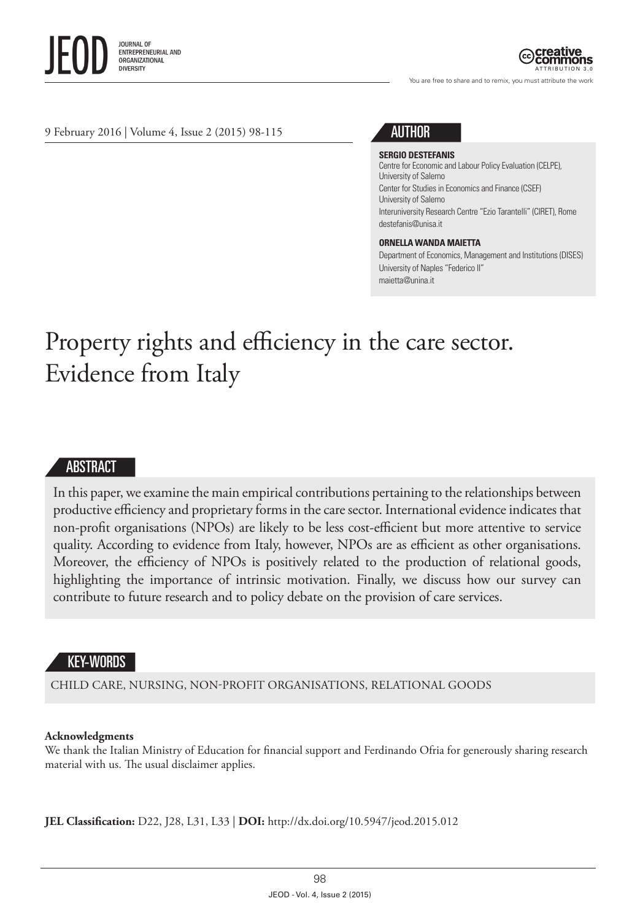9 February 2016 | Volume 4, Issue 2 (2015) 98-115

## AUTHOR

**SERGIO DESTEFANIS**
Centre for Economic and Labour Policy Evaluation (CELPE), University of Salerno
Center for Studies in Economics and Finance (CSEF) University of Salerno
Interuniversity Research Centre "Ezio Tarantelli" (CIRET), Rome
destefanis@unisa.it

**ORNELLA WANDA MAIETTA**
Department of Economics, Management and Institutions (DISES)
University of Naples "Federico II"
maietta@unina.it

# Property rights and efficiency in the care sector. Evidence from Italy

## ABSTRACT

In this paper, we examine the main empirical contributions pertaining to the relationships between productive efficiency and proprietary forms in the care sector. International evidence indicates that non-profit organisations (NPOs) are likely to be less cost-efficient but more attentive to service quality. According to evidence from Italy, however, NPOs are as efficient as other organisations. Moreover, the efficiency of NPOs is positively related to the production of relational goods, highlighting the importance of intrinsic motivation. Finally, we discuss how our survey can contribute to future research and to policy debate on the provision of care services.

## KEY-WORDS

CHILD CARE, NURSING, NON-PROFIT ORGANISATIONS, RELATIONAL GOODS

**Acknowledgments**
We thank the Italian Ministry of Education for financial support and Ferdinando Ofria for generously sharing research material with us. The usual disclaimer applies.

**JEL Classification:** D22, J28, L31, L33 | **DOI:** http://dx.doi.org/10.5947/jeod.2015.012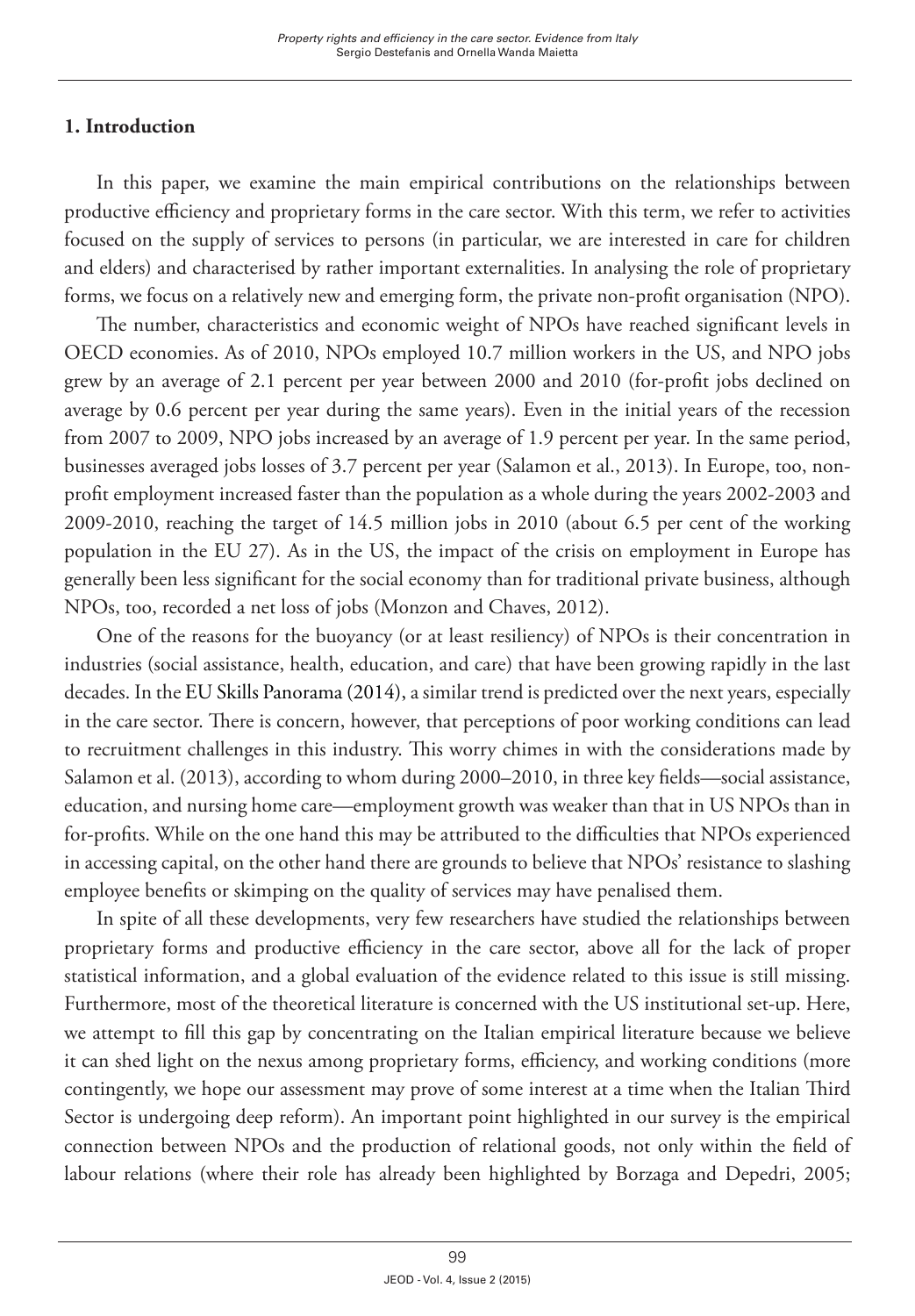## 1. Introduction

In this paper, we examine the main empirical contributions on the relationships between productive efficiency and proprietary forms in the care sector. With this term, we refer to activities focused on the supply of services to persons (in particular, we are interested in care for children and elders) and characterised by rather important externalities. In analysing the role of proprietary forms, we focus on a relatively new and emerging form, the private non-profit organisation (NPO).

The number, characteristics and economic weight of NPOs have reached significant levels in OECD economies. As of 2010, NPOs employed 10.7 million workers in the US, and NPO jobs grew by an average of 2.1 percent per year between 2000 and 2010 (for-profit jobs declined on average by 0.6 percent per year during the same years). Even in the initial years of the recession from 2007 to 2009, NPO jobs increased by an average of 1.9 percent per year. In the same period, businesses averaged jobs losses of 3.7 percent per year (Salamon et al., 2013). In Europe, too, non-profit employment increased faster than the population as a whole during the years 2002-2003 and 2009-2010, reaching the target of 14.5 million jobs in 2010 (about 6.5 per cent of the working population in the EU 27). As in the US, the impact of the crisis on employment in Europe has generally been less significant for the social economy than for traditional private business, although NPOs, too, recorded a net loss of jobs (Monzon and Chaves, 2012).

One of the reasons for the buoyancy (or at least resiliency) of NPOs is their concentration in industries (social assistance, health, education, and care) that have been growing rapidly in the last decades. In the EU Skills Panorama (2014), a similar trend is predicted over the next years, especially in the care sector. There is concern, however, that perceptions of poor working conditions can lead to recruitment challenges in this industry. This worry chimes in with the considerations made by Salamon et al. (2013), according to whom during 2000–2010, in three key fields—social assistance, education, and nursing home care—employment growth was weaker than that in US NPOs than in for-profits. While on the one hand this may be attributed to the difficulties that NPOs experienced in accessing capital, on the other hand there are grounds to believe that NPOs' resistance to slashing employee benefits or skimping on the quality of services may have penalised them.

In spite of all these developments, very few researchers have studied the relationships between proprietary forms and productive efficiency in the care sector, above all for the lack of proper statistical information, and a global evaluation of the evidence related to this issue is still missing. Furthermore, most of the theoretical literature is concerned with the US institutional set-up. Here, we attempt to fill this gap by concentrating on the Italian empirical literature because we believe it can shed light on the nexus among proprietary forms, efficiency, and working conditions (more contingently, we hope our assessment may prove of some interest at a time when the Italian Third Sector is undergoing deep reform). An important point highlighted in our survey is the empirical connection between NPOs and the production of relational goods, not only within the field of labour relations (where their role has already been highlighted by Borzaga and Depedri, 2005;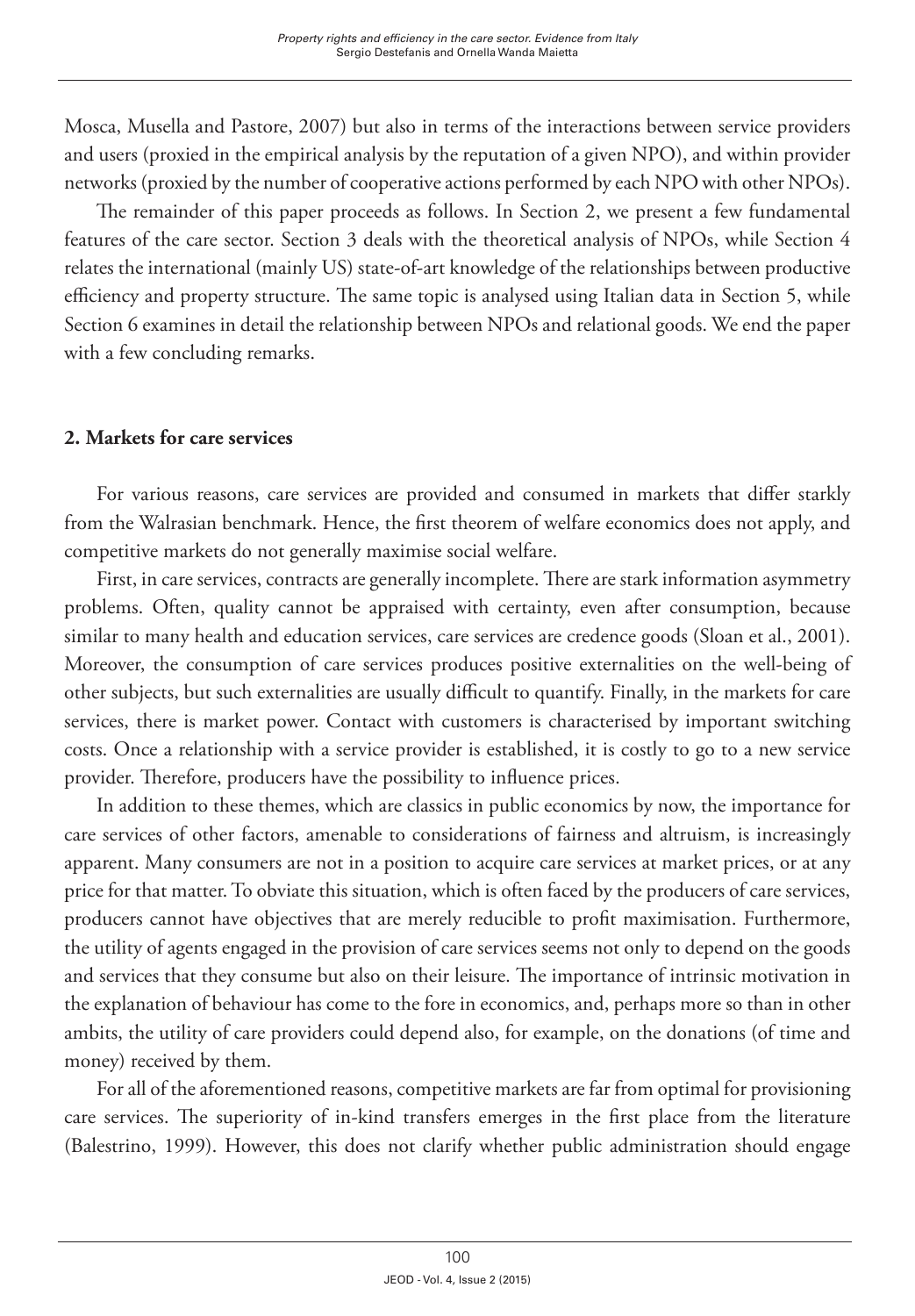Mosca, Musella and Pastore, 2007) but also in terms of the interactions between service providers and users (proxied in the empirical analysis by the reputation of a given NPO), and within provider networks (proxied by the number of cooperative actions performed by each NPO with other NPOs).

The remainder of this paper proceeds as follows. In Section 2, we present a few fundamental features of the care sector. Section 3 deals with the theoretical analysis of NPOs, while Section 4 relates the international (mainly US) state-of-art knowledge of the relationships between productive efficiency and property structure. The same topic is analysed using Italian data in Section 5, while Section 6 examines in detail the relationship between NPOs and relational goods. We end the paper with a few concluding remarks.

## 2. Markets for care services

For various reasons, care services are provided and consumed in markets that differ starkly from the Walrasian benchmark. Hence, the first theorem of welfare economics does not apply, and competitive markets do not generally maximise social welfare.

First, in care services, contracts are generally incomplete. There are stark information asymmetry problems. Often, quality cannot be appraised with certainty, even after consumption, because similar to many health and education services, care services are credence goods (Sloan et al., 2001). Moreover, the consumption of care services produces positive externalities on the well-being of other subjects, but such externalities are usually difficult to quantify. Finally, in the markets for care services, there is market power. Contact with customers is characterised by important switching costs. Once a relationship with a service provider is established, it is costly to go to a new service provider. Therefore, producers have the possibility to influence prices.

In addition to these themes, which are classics in public economics by now, the importance for care services of other factors, amenable to considerations of fairness and altruism, is increasingly apparent. Many consumers are not in a position to acquire care services at market prices, or at any price for that matter. To obviate this situation, which is often faced by the producers of care services, producers cannot have objectives that are merely reducible to profit maximisation. Furthermore, the utility of agents engaged in the provision of care services seems not only to depend on the goods and services that they consume but also on their leisure. The importance of intrinsic motivation in the explanation of behaviour has come to the fore in economics, and, perhaps more so than in other ambits, the utility of care providers could depend also, for example, on the donations (of time and money) received by them.

For all of the aforementioned reasons, competitive markets are far from optimal for provisioning care services. The superiority of in-kind transfers emerges in the first place from the literature (Balestrino, 1999). However, this does not clarify whether public administration should engage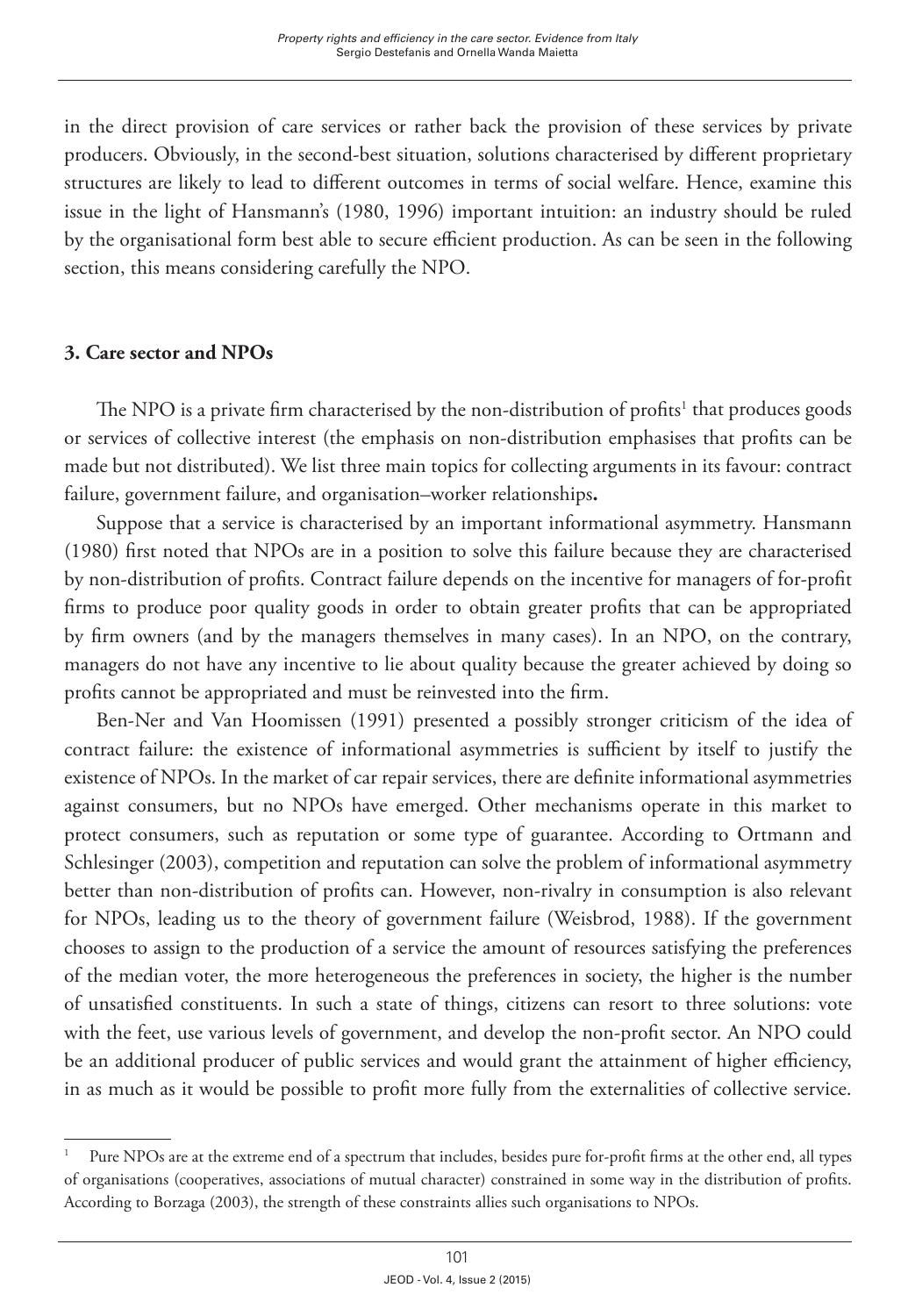in the direct provision of care services or rather back the provision of these services by private producers. Obviously, in the second-best situation, solutions characterised by different proprietary structures are likely to lead to different outcomes in terms of social welfare. Hence, examine this issue in the light of Hansmann's (1980, 1996) important intuition: an industry should be ruled by the organisational form best able to secure efficient production. As can be seen in the following section, this means considering carefully the NPO.

## 3. Care sector and NPOs

The NPO is a private firm characterised by the non-distribution of profits[1] that produces goods or services of collective interest (the emphasis on non-distribution emphasises that profits can be made but not distributed). We list three main topics for collecting arguments in its favour: contract failure, government failure, and organisation–worker relationships**.**

Suppose that a service is characterised by an important informational asymmetry. Hansmann (1980) first noted that NPOs are in a position to solve this failure because they are characterised by non-distribution of profits. Contract failure depends on the incentive for managers of for-profit firms to produce poor quality goods in order to obtain greater profits that can be appropriated by firm owners (and by the managers themselves in many cases). In an NPO, on the contrary, managers do not have any incentive to lie about quality because the greater achieved by doing so profits cannot be appropriated and must be reinvested into the firm.

Ben-Ner and Van Hoomissen (1991) presented a possibly stronger criticism of the idea of contract failure: the existence of informational asymmetries is sufficient by itself to justify the existence of NPOs. In the market of car repair services, there are definite informational asymmetries against consumers, but no NPOs have emerged. Other mechanisms operate in this market to protect consumers, such as reputation or some type of guarantee. According to Ortmann and Schlesinger (2003), competition and reputation can solve the problem of informational asymmetry better than non-distribution of profits can. However, non-rivalry in consumption is also relevant for NPOs, leading us to the theory of government failure (Weisbrod, 1988). If the government chooses to assign to the production of a service the amount of resources satisfying the preferences of the median voter, the more heterogeneous the preferences in society, the higher is the number of unsatisfied constituents. In such a state of things, citizens can resort to three solutions: vote with the feet, use various levels of government, and develop the non-profit sector. An NPO could be an additional producer of public services and would grant the attainment of higher efficiency, in as much as it would be possible to profit more fully from the externalities of collective service.

---

[1] Pure NPOs are at the extreme end of a spectrum that includes, besides pure for-profit firms at the other end, all types of organisations (cooperatives, associations of mutual character) constrained in some way in the distribution of profits. According to Borzaga (2003), the strength of these constraints allies such organisations to NPOs.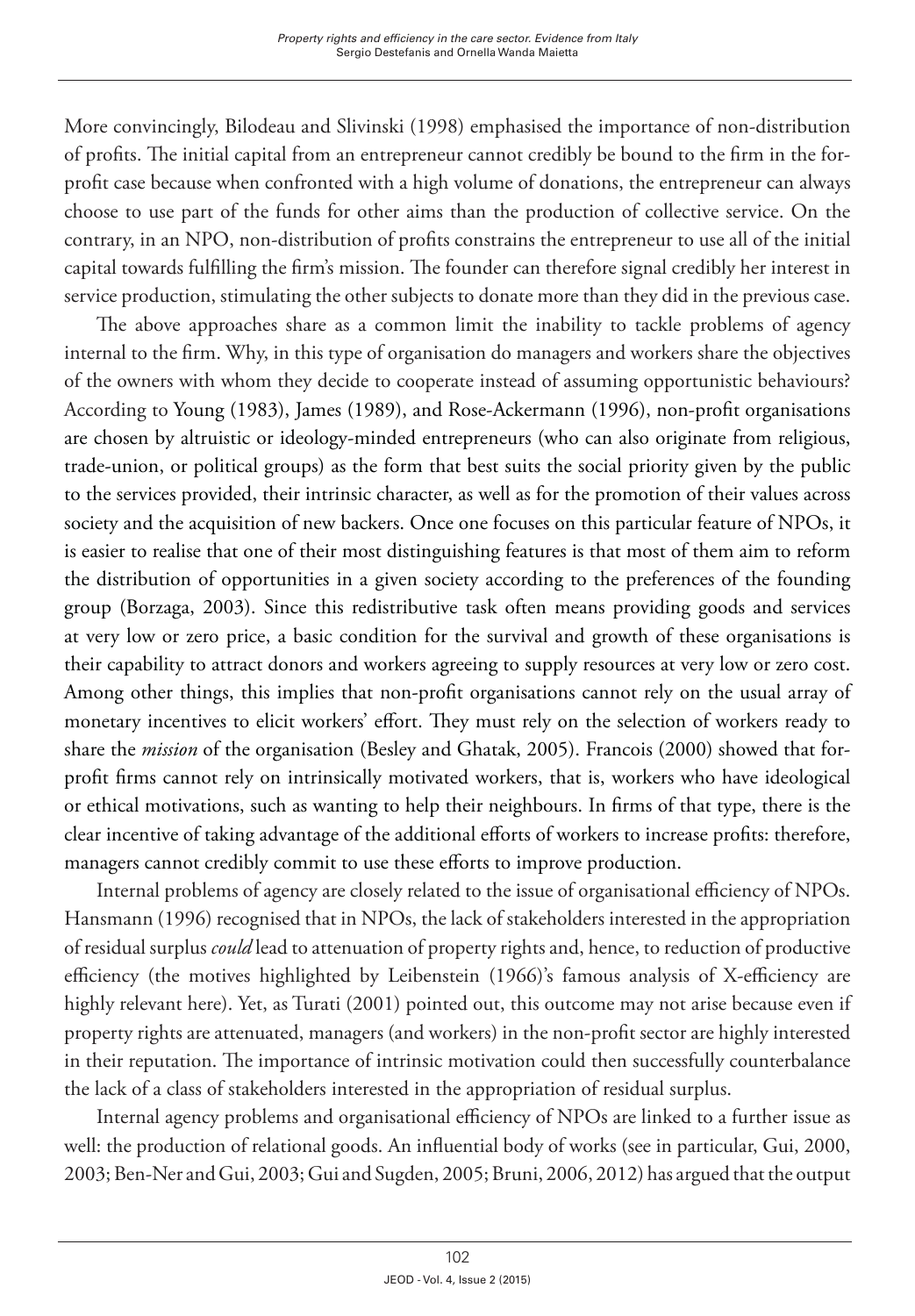More convincingly, Bilodeau and Slivinski (1998) emphasised the importance of non-distribution of profits. The initial capital from an entrepreneur cannot credibly be bound to the firm in the for-profit case because when confronted with a high volume of donations, the entrepreneur can always choose to use part of the funds for other aims than the production of collective service. On the contrary, in an NPO, non-distribution of profits constrains the entrepreneur to use all of the initial capital towards fulfilling the firm's mission. The founder can therefore signal credibly her interest in service production, stimulating the other subjects to donate more than they did in the previous case.

The above approaches share as a common limit the inability to tackle problems of agency internal to the firm. Why, in this type of organisation do managers and workers share the objectives of the owners with whom they decide to cooperate instead of assuming opportunistic behaviours? According to Young (1983), James (1989), and Rose-Ackermann (1996), non-profit organisations are chosen by altruistic or ideology-minded entrepreneurs (who can also originate from religious, trade-union, or political groups) as the form that best suits the social priority given by the public to the services provided, their intrinsic character, as well as for the promotion of their values across society and the acquisition of new backers. Once one focuses on this particular feature of NPOs, it is easier to realise that one of their most distinguishing features is that most of them aim to reform the distribution of opportunities in a given society according to the preferences of the founding group (Borzaga, 2003). Since this redistributive task often means providing goods and services at very low or zero price, a basic condition for the survival and growth of these organisations is their capability to attract donors and workers agreeing to supply resources at very low or zero cost. Among other things, this implies that non-profit organisations cannot rely on the usual array of monetary incentives to elicit workers' effort. They must rely on the selection of workers ready to share the *mission* of the organisation (Besley and Ghatak, 2005). Francois (2000) showed that for-profit firms cannot rely on intrinsically motivated workers, that is, workers who have ideological or ethical motivations, such as wanting to help their neighbours. In firms of that type, there is the clear incentive of taking advantage of the additional efforts of workers to increase profits: therefore, managers cannot credibly commit to use these efforts to improve production.

Internal problems of agency are closely related to the issue of organisational efficiency of NPOs. Hansmann (1996) recognised that in NPOs, the lack of stakeholders interested in the appropriation of residual surplus *could* lead to attenuation of property rights and, hence, to reduction of productive efficiency (the motives highlighted by Leibenstein (1966)'s famous analysis of X-efficiency are highly relevant here). Yet, as Turati (2001) pointed out, this outcome may not arise because even if property rights are attenuated, managers (and workers) in the non-profit sector are highly interested in their reputation. The importance of intrinsic motivation could then successfully counterbalance the lack of a class of stakeholders interested in the appropriation of residual surplus.

Internal agency problems and organisational efficiency of NPOs are linked to a further issue as well: the production of relational goods. An influential body of works (see in particular, Gui, 2000, 2003; Ben-Ner and Gui, 2003; Gui and Sugden, 2005; Bruni, 2006, 2012) has argued that the output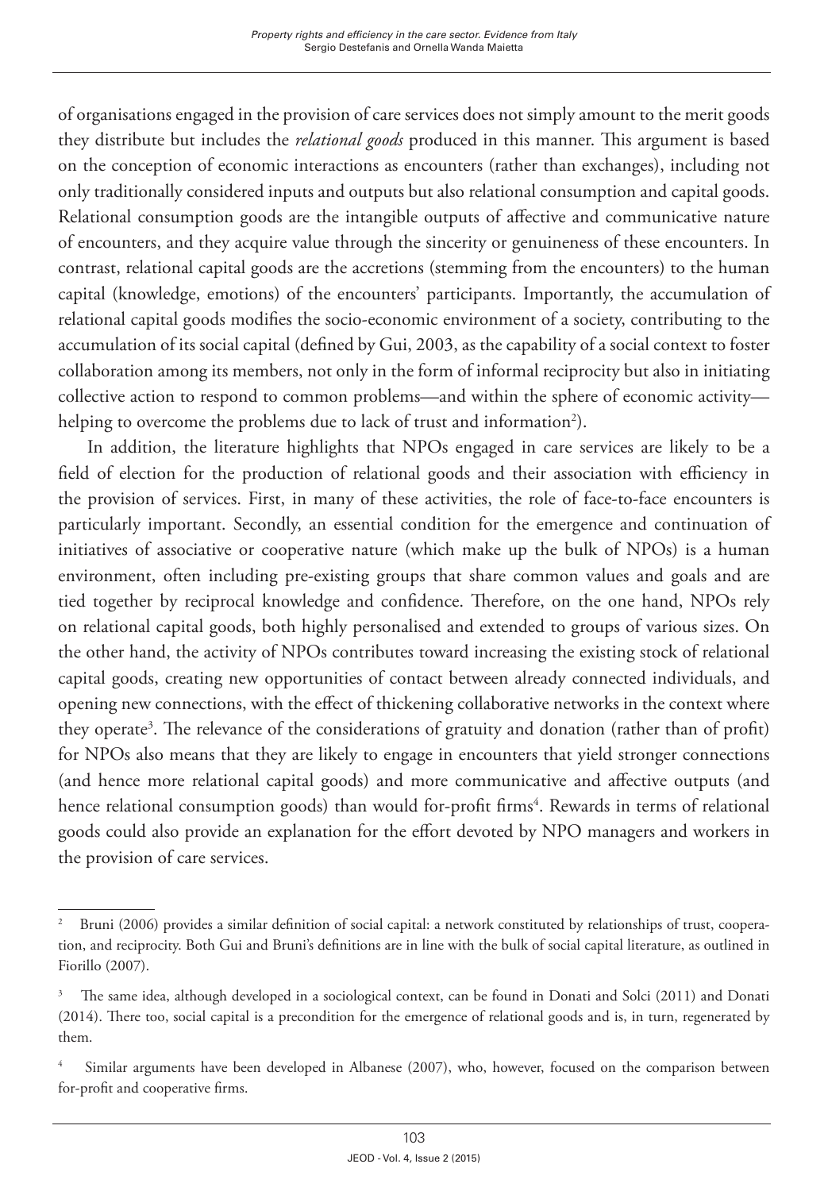of organisations engaged in the provision of care services does not simply amount to the merit goods they distribute but includes the *relational goods* produced in this manner. This argument is based on the conception of economic interactions as encounters (rather than exchanges), including not only traditionally considered inputs and outputs but also relational consumption and capital goods. Relational consumption goods are the intangible outputs of affective and communicative nature of encounters, and they acquire value through the sincerity or genuineness of these encounters. In contrast, relational capital goods are the accretions (stemming from the encounters) to the human capital (knowledge, emotions) of the encounters' participants. Importantly, the accumulation of relational capital goods modifies the socio-economic environment of a society, contributing to the accumulation of its social capital (defined by Gui, 2003, as the capability of a social context to foster collaboration among its members, not only in the form of informal reciprocity but also in initiating collective action to respond to common problems—and within the sphere of economic activity—helping to overcome the problems due to lack of trust and information[2]).

In addition, the literature highlights that NPOs engaged in care services are likely to be a field of election for the production of relational goods and their association with efficiency in the provision of services. First, in many of these activities, the role of face-to-face encounters is particularly important. Secondly, an essential condition for the emergence and continuation of initiatives of associative or cooperative nature (which make up the bulk of NPOs) is a human environment, often including pre-existing groups that share common values and goals and are tied together by reciprocal knowledge and confidence. Therefore, on the one hand, NPOs rely on relational capital goods, both highly personalised and extended to groups of various sizes. On the other hand, the activity of NPOs contributes toward increasing the existing stock of relational capital goods, creating new opportunities of contact between already connected individuals, and opening new connections, with the effect of thickening collaborative networks in the context where they operate[3]. The relevance of the considerations of gratuity and donation (rather than of profit) for NPOs also means that they are likely to engage in encounters that yield stronger connections (and hence more relational capital goods) and more communicative and affective outputs (and hence relational consumption goods) than would for-profit firms[4]. Rewards in terms of relational goods could also provide an explanation for the effort devoted by NPO managers and workers in the provision of care services.

---

[2] Bruni (2006) provides a similar definition of social capital: a network constituted by relationships of trust, cooperation, and reciprocity. Both Gui and Bruni's definitions are in line with the bulk of social capital literature, as outlined in Fiorillo (2007).

[3] The same idea, although developed in a sociological context, can be found in Donati and Solci (2011) and Donati (2014). There too, social capital is a precondition for the emergence of relational goods and is, in turn, regenerated by them.

[4] Similar arguments have been developed in Albanese (2007), who, however, focused on the comparison between for-profit and cooperative firms.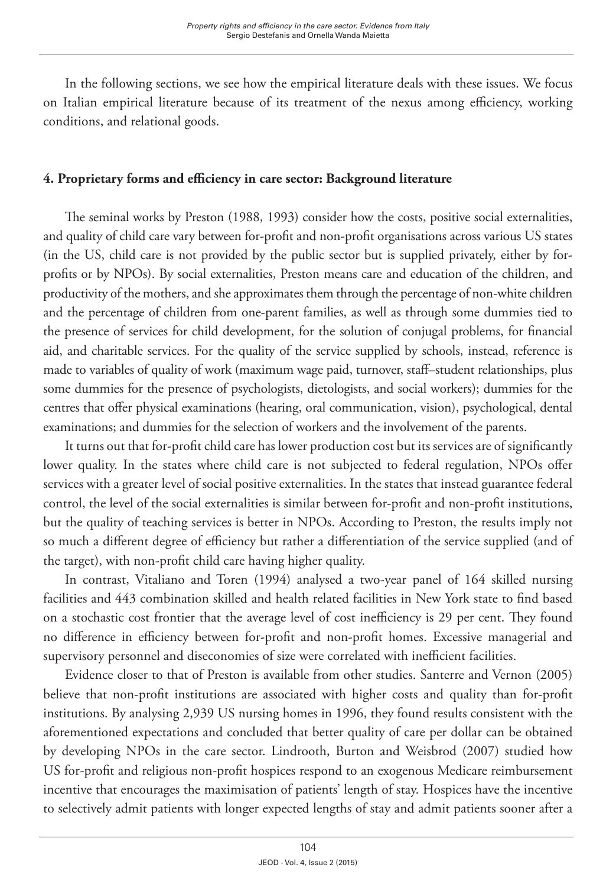In the following sections, we see how the empirical literature deals with these issues. We focus on Italian empirical literature because of its treatment of the nexus among efficiency, working conditions, and relational goods.

## 4. Proprietary forms and efficiency in care sector: Background literature

The seminal works by Preston (1988, 1993) consider how the costs, positive social externalities, and quality of child care vary between for-profit and non-profit organisations across various US states (in the US, child care is not provided by the public sector but is supplied privately, either by for-profits or by NPOs). By social externalities, Preston means care and education of the children, and productivity of the mothers, and she approximates them through the percentage of non-white children and the percentage of children from one-parent families, as well as through some dummies tied to the presence of services for child development, for the solution of conjugal problems, for financial aid, and charitable services. For the quality of the service supplied by schools, instead, reference is made to variables of quality of work (maximum wage paid, turnover, staff–student relationships, plus some dummies for the presence of psychologists, dietologists, and social workers); dummies for the centres that offer physical examinations (hearing, oral communication, vision), psychological, dental examinations; and dummies for the selection of workers and the involvement of the parents.

It turns out that for-profit child care has lower production cost but its services are of significantly lower quality. In the states where child care is not subjected to federal regulation, NPOs offer services with a greater level of social positive externalities. In the states that instead guarantee federal control, the level of the social externalities is similar between for-profit and non-profit institutions, but the quality of teaching services is better in NPOs. According to Preston, the results imply not so much a different degree of efficiency but rather a differentiation of the service supplied (and of the target), with non-profit child care having higher quality.

In contrast, Vitaliano and Toren (1994) analysed a two-year panel of 164 skilled nursing facilities and 443 combination skilled and health related facilities in New York state to find based on a stochastic cost frontier that the average level of cost inefficiency is 29 per cent. They found no difference in efficiency between for-profit and non-profit homes. Excessive managerial and supervisory personnel and diseconomies of size were correlated with inefficient facilities.

Evidence closer to that of Preston is available from other studies. Santerre and Vernon (2005) believe that non-profit institutions are associated with higher costs and quality than for-profit institutions. By analysing 2,939 US nursing homes in 1996, they found results consistent with the aforementioned expectations and concluded that better quality of care per dollar can be obtained by developing NPOs in the care sector. Lindrooth, Burton and Weisbrod (2007) studied how US for-profit and religious non-profit hospices respond to an exogenous Medicare reimbursement incentive that encourages the maximisation of patients' length of stay. Hospices have the incentive to selectively admit patients with longer expected lengths of stay and admit patients sooner after a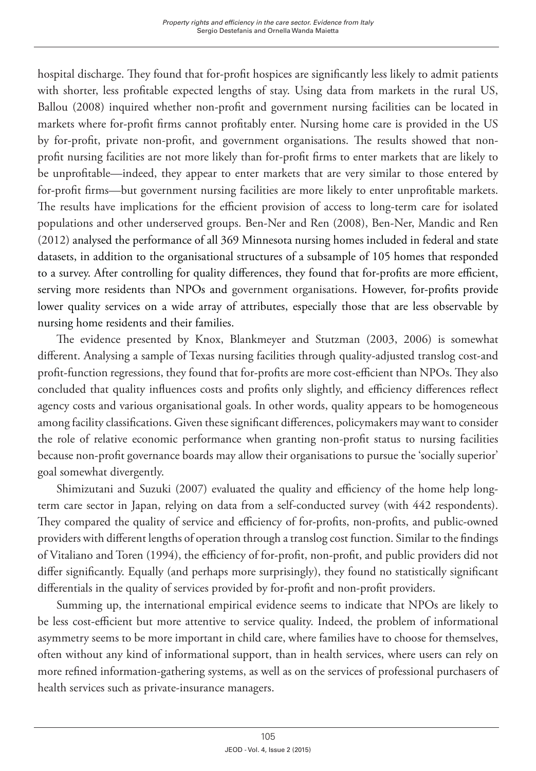hospital discharge. They found that for-profit hospices are significantly less likely to admit patients with shorter, less profitable expected lengths of stay. Using data from markets in the rural US, Ballou (2008) inquired whether non-profit and government nursing facilities can be located in markets where for-profit firms cannot profitably enter. Nursing home care is provided in the US by for-profit, private non-profit, and government organisations. The results showed that non-profit nursing facilities are not more likely than for-profit firms to enter markets that are likely to be unprofitable—indeed, they appear to enter markets that are very similar to those entered by for-profit firms—but government nursing facilities are more likely to enter unprofitable markets. The results have implications for the efficient provision of access to long-term care for isolated populations and other underserved groups. Ben-Ner and Ren (2008), Ben-Ner, Mandic and Ren (2012) analysed the performance of all 369 Minnesota nursing homes included in federal and state datasets, in addition to the organisational structures of a subsample of 105 homes that responded to a survey. After controlling for quality differences, they found that for-profits are more efficient, serving more residents than NPOs and government organisations. However, for-profits provide lower quality services on a wide array of attributes, especially those that are less observable by nursing home residents and their families.

The evidence presented by Knox, Blankmeyer and Stutzman (2003, 2006) is somewhat different. Analysing a sample of Texas nursing facilities through quality-adjusted translog cost-and profit-function regressions, they found that for-profits are more cost-efficient than NPOs. They also concluded that quality influences costs and profits only slightly, and efficiency differences reflect agency costs and various organisational goals. In other words, quality appears to be homogeneous among facility classifications. Given these significant differences, policymakers may want to consider the role of relative economic performance when granting non-profit status to nursing facilities because non-profit governance boards may allow their organisations to pursue the 'socially superior' goal somewhat divergently.

Shimizutani and Suzuki (2007) evaluated the quality and efficiency of the home help long-term care sector in Japan, relying on data from a self-conducted survey (with 442 respondents). They compared the quality of service and efficiency of for-profits, non-profits, and public-owned providers with different lengths of operation through a translog cost function. Similar to the findings of Vitaliano and Toren (1994), the efficiency of for-profit, non-profit, and public providers did not differ significantly. Equally (and perhaps more surprisingly), they found no statistically significant differentials in the quality of services provided by for-profit and non-profit providers.

Summing up, the international empirical evidence seems to indicate that NPOs are likely to be less cost-efficient but more attentive to service quality. Indeed, the problem of informational asymmetry seems to be more important in child care, where families have to choose for themselves, often without any kind of informational support, than in health services, where users can rely on more refined information-gathering systems, as well as on the services of professional purchasers of health services such as private-insurance managers.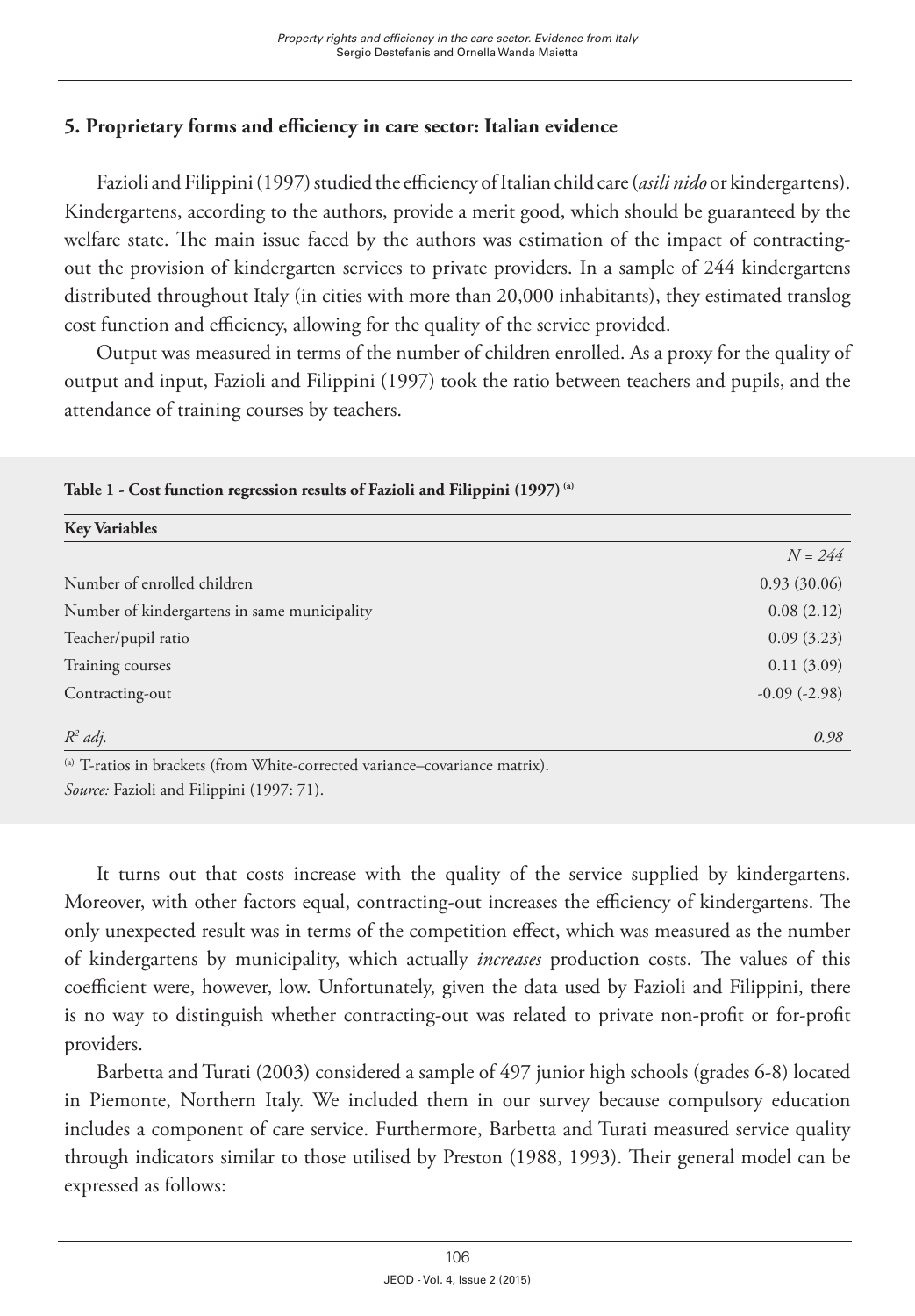## 5. Proprietary forms and efficiency in care sector: Italian evidence

Fazioli and Filippini (1997) studied the efficiency of Italian child care (*asili nido* or kindergartens). Kindergartens, according to the authors, provide a merit good, which should be guaranteed by the welfare state. The main issue faced by the authors was estimation of the impact of contracting-out the provision of kindergarten services to private providers. In a sample of 244 kindergartens distributed throughout Italy (in cities with more than 20,000 inhabitants), they estimated translog cost function and efficiency, allowing for the quality of the service provided.

Output was measured in terms of the number of children enrolled. As a proxy for the quality of output and input, Fazioli and Filippini (1997) took the ratio between teachers and pupils, and the attendance of training courses by teachers.

**Table 1 - Cost function regression results of Fazioli and Filippini (1997) [(a)]**

| **Key Variables** | |
|---|---|
| | *N = 244* |
| Number of enrolled children | 0.93 (30.06) |
| Number of kindergartens in same municipality | 0.08 (2.12) |
| Teacher/pupil ratio | 0.09 (3.23) |
| Training courses | 0.11 (3.09) |
| Contracting-out | -0.09 (-2.98) |
| $R^2$ *adj.* | *0.98* |

[(a)] T-ratios in brackets (from White-corrected variance–covariance matrix).

*Source:* Fazioli and Filippini (1997: 71).

It turns out that costs increase with the quality of the service supplied by kindergartens. Moreover, with other factors equal, contracting-out increases the efficiency of kindergartens. The only unexpected result was in terms of the competition effect, which was measured as the number of kindergartens by municipality, which actually *increases* production costs. The values of this coefficient were, however, low. Unfortunately, given the data used by Fazioli and Filippini, there is no way to distinguish whether contracting-out was related to private non-profit or for-profit providers.

Barbetta and Turati (2003) considered a sample of 497 junior high schools (grades 6-8) located in Piemonte, Northern Italy. We included them in our survey because compulsory education includes a component of care service. Furthermore, Barbetta and Turati measured service quality through indicators similar to those utilised by Preston (1988, 1993). Their general model can be expressed as follows: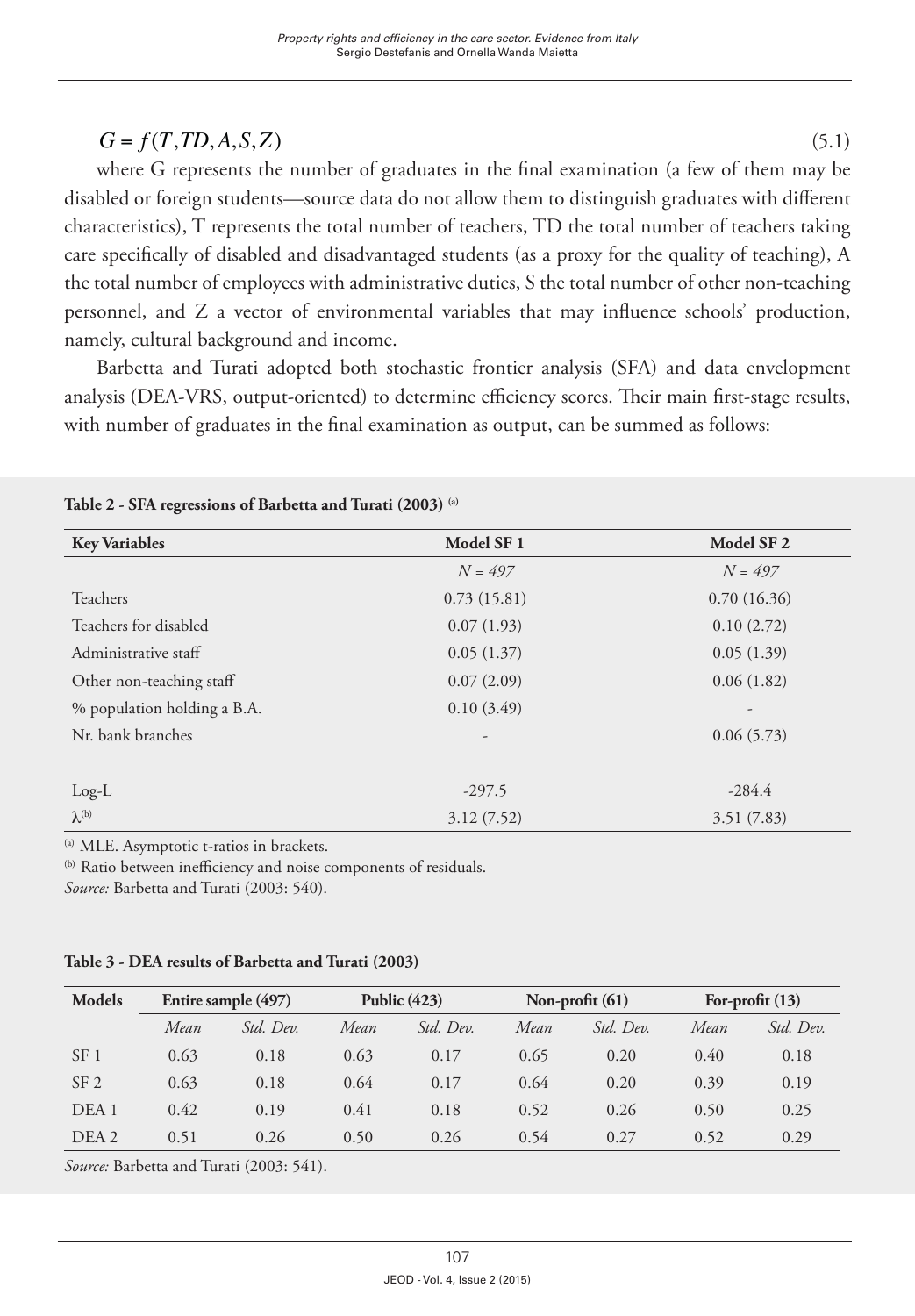$$G = f(T, TD, A, S, Z) \tag{5.1}$$

where G represents the number of graduates in the final examination (a few of them may be disabled or foreign students—source data do not allow them to distinguish graduates with different characteristics), T represents the total number of teachers, TD the total number of teachers taking care specifically of disabled and disadvantaged students (as a proxy for the quality of teaching), A the total number of employees with administrative duties, S the total number of other non-teaching personnel, and Z a vector of environmental variables that may influence schools' production, namely, cultural background and income.

Barbetta and Turati adopted both stochastic frontier analysis (SFA) and data envelopment analysis (DEA-VRS, output-oriented) to determine efficiency scores. Their main first-stage results, with number of graduates in the final examination as output, can be summed as follows:

**Table 2 - SFA regressions of Barbetta and Turati (2003) [(a)]**

| Key Variables | Model SF 1 | Model SF 2 |
|---|---|---|
| | *N = 497* | *N = 497* |
| Teachers | 0.73 (15.81) | 0.70 (16.36) |
| Teachers for disabled | 0.07 (1.93) | 0.10 (2.72) |
| Administrative staff | 0.05 (1.37) | 0.05 (1.39) |
| Other non-teaching staff | 0.07 (2.09) | 0.06 (1.82) |
| % population holding a B.A. | 0.10 (3.49) | - |
| Nr. bank branches | - | 0.06 (5.73) |
| Log-L | -297.5 | -284.4 |
| $\lambda$[(b)] | 3.12 (7.52) | 3.51 (7.83) |

[(a)] MLE. Asymptotic t-ratios in brackets.
[(b)] Ratio between inefficiency and noise components of residuals.
*Source:* Barbetta and Turati (2003: 540).

**Table 3 - DEA results of Barbetta and Turati (2003)**

| Models | Entire sample (497) | | Public (423) | | Non-profit (61) | | For-profit (13) | |
|---|---|---|---|---|---|---|---|---|
| | *Mean* | *Std. Dev.* | *Mean* | *Std. Dev.* | *Mean* | *Std. Dev.* | *Mean* | *Std. Dev.* |
| SF 1 | 0.63 | 0.18 | 0.63 | 0.17 | 0.65 | 0.20 | 0.40 | 0.18 |
| SF 2 | 0.63 | 0.18 | 0.64 | 0.17 | 0.64 | 0.20 | 0.39 | 0.19 |
| DEA 1 | 0.42 | 0.19 | 0.41 | 0.18 | 0.52 | 0.26 | 0.50 | 0.25 |
| DEA 2 | 0.51 | 0.26 | 0.50 | 0.26 | 0.54 | 0.27 | 0.52 | 0.29 |

*Source:* Barbetta and Turati (2003: 541).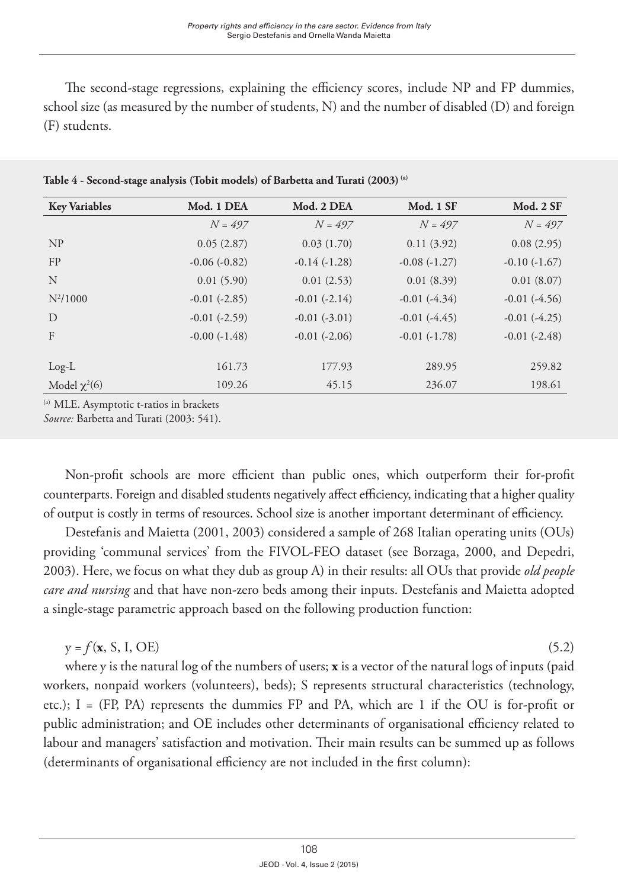The second-stage regressions, explaining the efficiency scores, include NP and FP dummies, school size (as measured by the number of students, N) and the number of disabled (D) and foreign (F) students.

**Table 4 - Second-stage analysis (Tobit models) of Barbetta and Turati (2003)** [(a)]

| Key Variables | Mod. 1 DEA | Mod. 2 DEA | Mod. 1 SF | Mod. 2 SF |
|---|---|---|---|---|
| | *N = 497* | *N = 497* | *N = 497* | *N = 497* |
| NP | 0.05 (2.87) | 0.03 (1.70) | 0.11 (3.92) | 0.08 (2.95) |
| FP | -0.06 (-0.82) | -0.14 (-1.28) | -0.08 (-1.27) | -0.10 (-1.67) |
| N | 0.01 (5.90) | 0.01 (2.53) | 0.01 (8.39) | 0.01 (8.07) |
| $N^2/1000$ | -0.01 (-2.85) | -0.01 (-2.14) | -0.01 (-4.34) | -0.01 (-4.56) |
| D | -0.01 (-2.59) | -0.01 (-3.01) | -0.01 (-4.45) | -0.01 (-4.25) |
| F | -0.00 (-1.48) | -0.01 (-2.06) | -0.01 (-1.78) | -0.01 (-2.48) |
| Log-L | 161.73 | 177.93 | 289.95 | 259.82 |
| Model $\chi^2(6)$ | 109.26 | 45.15 | 236.07 | 198.61 |

[(a)] MLE. Asymptotic t-ratios in brackets

*Source:* Barbetta and Turati (2003: 541).

Non-profit schools are more efficient than public ones, which outperform their for-profit counterparts. Foreign and disabled students negatively affect efficiency, indicating that a higher quality of output is costly in terms of resources. School size is another important determinant of efficiency.

Destefanis and Maietta (2001, 2003) considered a sample of 268 Italian operating units (OUs) providing 'communal services' from the FIVOL-FEO dataset (see Borzaga, 2000, and Depedri, 2003). Here, we focus on what they dub as group A) in their results: all OUs that provide *old people care and nursing* and that have non-zero beds among their inputs. Destefanis and Maietta adopted a single-stage parametric approach based on the following production function:

$$y = f(\mathbf{x}, S, I, OE) \tag{5.2}$$

where y is the natural log of the numbers of users; **x** is a vector of the natural logs of inputs (paid workers, nonpaid workers (volunteers), beds); S represents structural characteristics (technology, etc.); I = (FP, PA) represents the dummies FP and PA, which are 1 if the OU is for-profit or public administration; and OE includes other determinants of organisational efficiency related to labour and managers' satisfaction and motivation. Their main results can be summed up as follows (determinants of organisational efficiency are not included in the first column):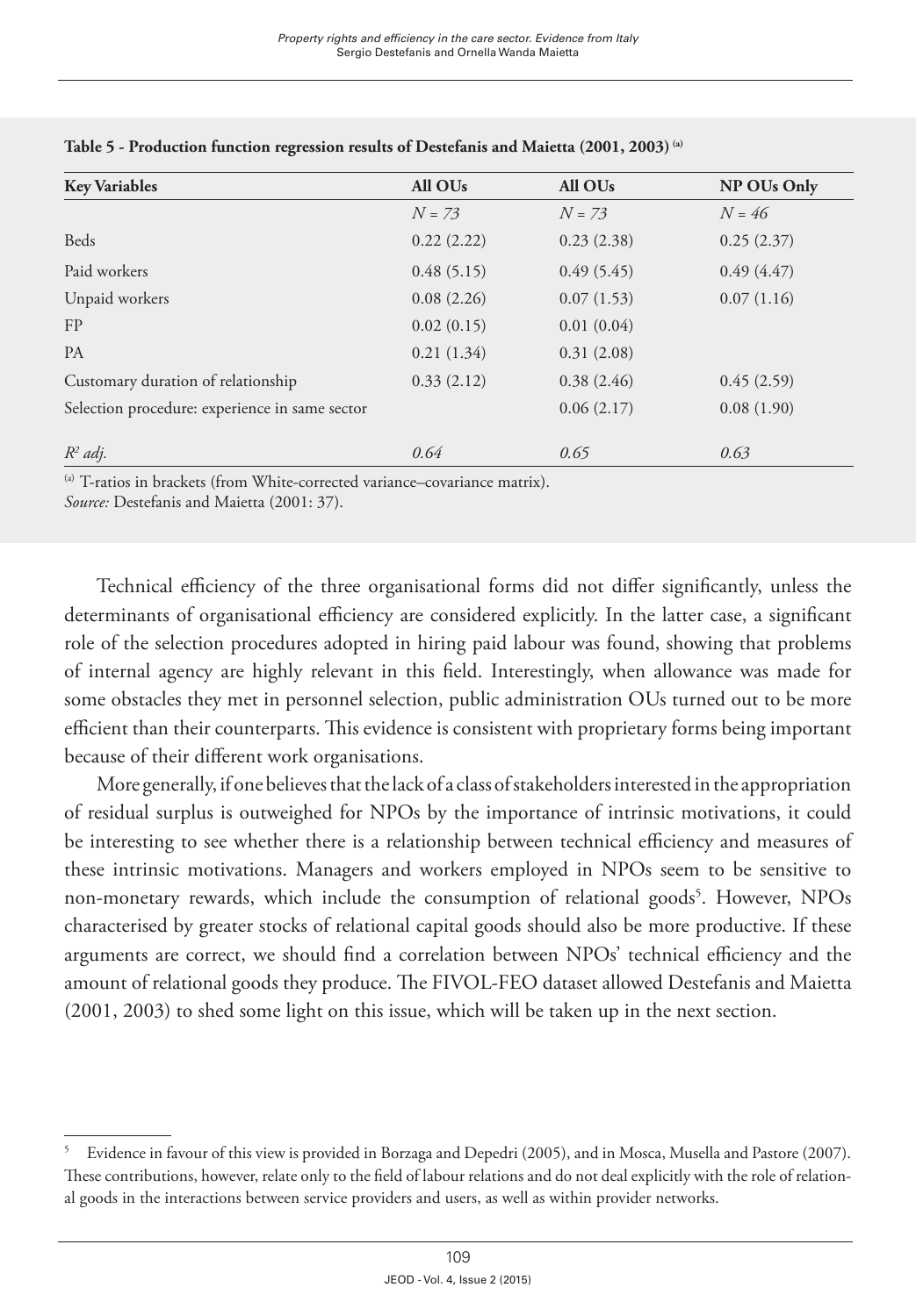**Table 5 - Production function regression results of Destefanis and Maietta (2001, 2003)** [(a)]

| Key Variables | All OUs | All OUs | NP OUs Only |
|---|---|---|---|
| | *N = 73* | *N = 73* | *N = 46* |
| Beds | 0.22 (2.22) | 0.23 (2.38) | 0.25 (2.37) |
| Paid workers | 0.48 (5.15) | 0.49 (5.45) | 0.49 (4.47) |
| Unpaid workers | 0.08 (2.26) | 0.07 (1.53) | 0.07 (1.16) |
| FP | 0.02 (0.15) | 0.01 (0.04) | |
| PA | 0.21 (1.34) | 0.31 (2.08) | |
| Customary duration of relationship | 0.33 (2.12) | 0.38 (2.46) | 0.45 (2.59) |
| Selection procedure: experience in same sector | | 0.06 (2.17) | 0.08 (1.90) |
| $R^2$ *adj.* | *0.64* | *0.65* | *0.63* |

[(a)] T-ratios in brackets (from White-corrected variance–covariance matrix).
*Source:* Destefanis and Maietta (2001: 37).

Technical efficiency of the three organisational forms did not differ significantly, unless the determinants of organisational efficiency are considered explicitly. In the latter case, a significant role of the selection procedures adopted in hiring paid labour was found, showing that problems of internal agency are highly relevant in this field. Interestingly, when allowance was made for some obstacles they met in personnel selection, public administration OUs turned out to be more efficient than their counterparts. This evidence is consistent with proprietary forms being important because of their different work organisations.

More generally, if one believes that the lack of a class of stakeholders interested in the appropriation of residual surplus is outweighed for NPOs by the importance of intrinsic motivations, it could be interesting to see whether there is a relationship between technical efficiency and measures of these intrinsic motivations. Managers and workers employed in NPOs seem to be sensitive to non-monetary rewards, which include the consumption of relational goods[5]. However, NPOs characterised by greater stocks of relational capital goods should also be more productive. If these arguments are correct, we should find a correlation between NPOs' technical efficiency and the amount of relational goods they produce. The FIVOL-FEO dataset allowed Destefanis and Maietta (2001, 2003) to shed some light on this issue, which will be taken up in the next section.

[5] Evidence in favour of this view is provided in Borzaga and Depedri (2005), and in Mosca, Musella and Pastore (2007). These contributions, however, relate only to the field of labour relations and do not deal explicitly with the role of relational goods in the interactions between service providers and users, as well as within provider networks.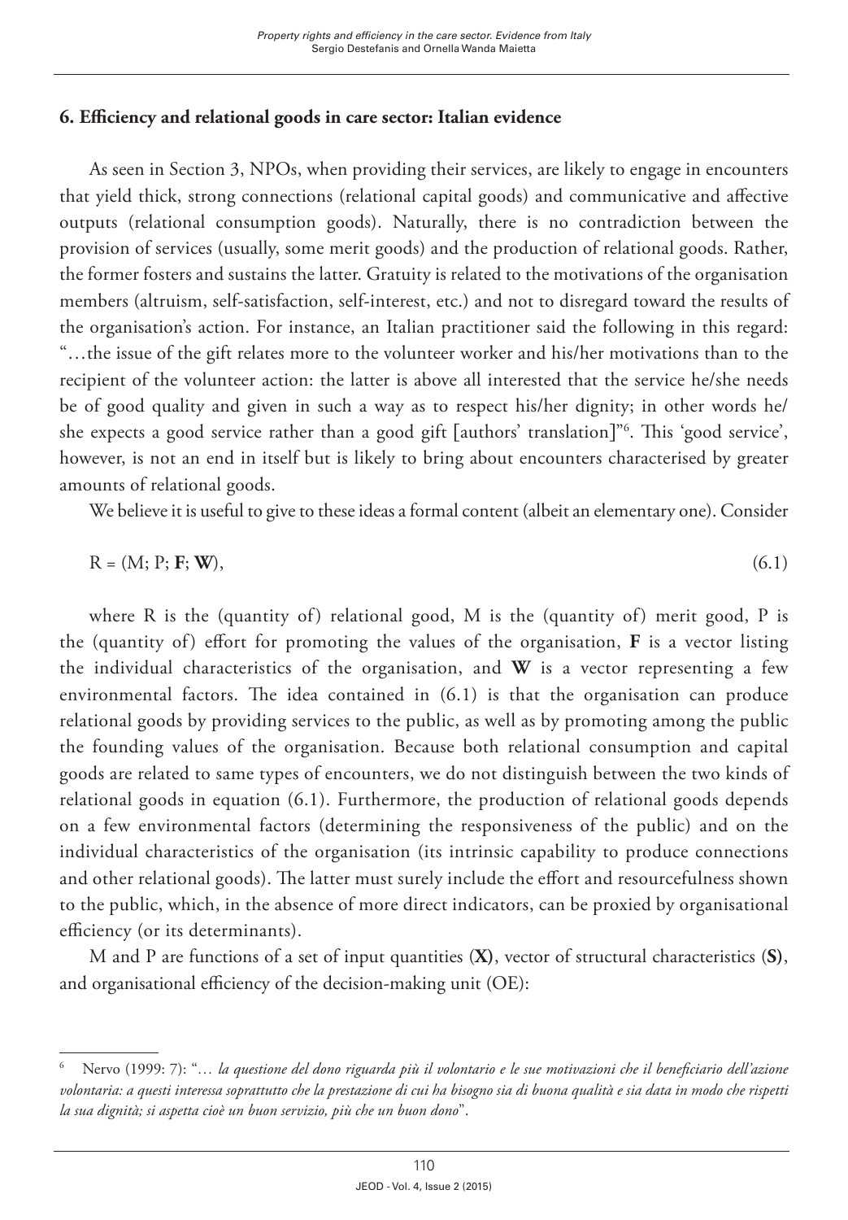### 6. Efficiency and relational goods in care sector: Italian evidence

As seen in Section 3, NPOs, when providing their services, are likely to engage in encounters that yield thick, strong connections (relational capital goods) and communicative and affective outputs (relational consumption goods). Naturally, there is no contradiction between the provision of services (usually, some merit goods) and the production of relational goods. Rather, the former fosters and sustains the latter. Gratuity is related to the motivations of the organisation members (altruism, self-satisfaction, self-interest, etc.) and not to disregard toward the results of the organisation's action. For instance, an Italian practitioner said the following in this regard: "…the issue of the gift relates more to the volunteer worker and his/her motivations than to the recipient of the volunteer action: the latter is above all interested that the service he/she needs be of good quality and given in such a way as to respect his/her dignity; in other words he/she expects a good service rather than a good gift [authors' translation]"[6]. This 'good service', however, is not an end in itself but is likely to bring about encounters characterised by greater amounts of relational goods.

We believe it is useful to give to these ideas a formal content (albeit an elementary one). Consider

$$R = (M; P; \mathbf{F}; \mathbf{W}), \tag{6.1}$$

where R is the (quantity of) relational good, M is the (quantity of) merit good, P is the (quantity of) effort for promoting the values of the organisation, **F** is a vector listing the individual characteristics of the organisation, and **W** is a vector representing a few environmental factors. The idea contained in (6.1) is that the organisation can produce relational goods by providing services to the public, as well as by promoting among the public the founding values of the organisation. Because both relational consumption and capital goods are related to same types of encounters, we do not distinguish between the two kinds of relational goods in equation (6.1). Furthermore, the production of relational goods depends on a few environmental factors (determining the responsiveness of the public) and on the individual characteristics of the organisation (its intrinsic capability to produce connections and other relational goods). The latter must surely include the effort and resourcefulness shown to the public, which, in the absence of more direct indicators, can be proxied by organisational efficiency (or its determinants).

M and P are functions of a set of input quantities (**X**), vector of structural characteristics (**S**), and organisational efficiency of the decision-making unit (OE):

[6] Nervo (1999: 7): "*… la questione del dono riguarda più il volontario e le sue motivazioni che il beneficiario dell'azione volontaria: a questi interessa soprattutto che la prestazione di cui ha bisogno sia di buona qualità e sia data in modo che rispetti la sua dignità; si aspetta cioè un buon servizio, più che un buon dono*".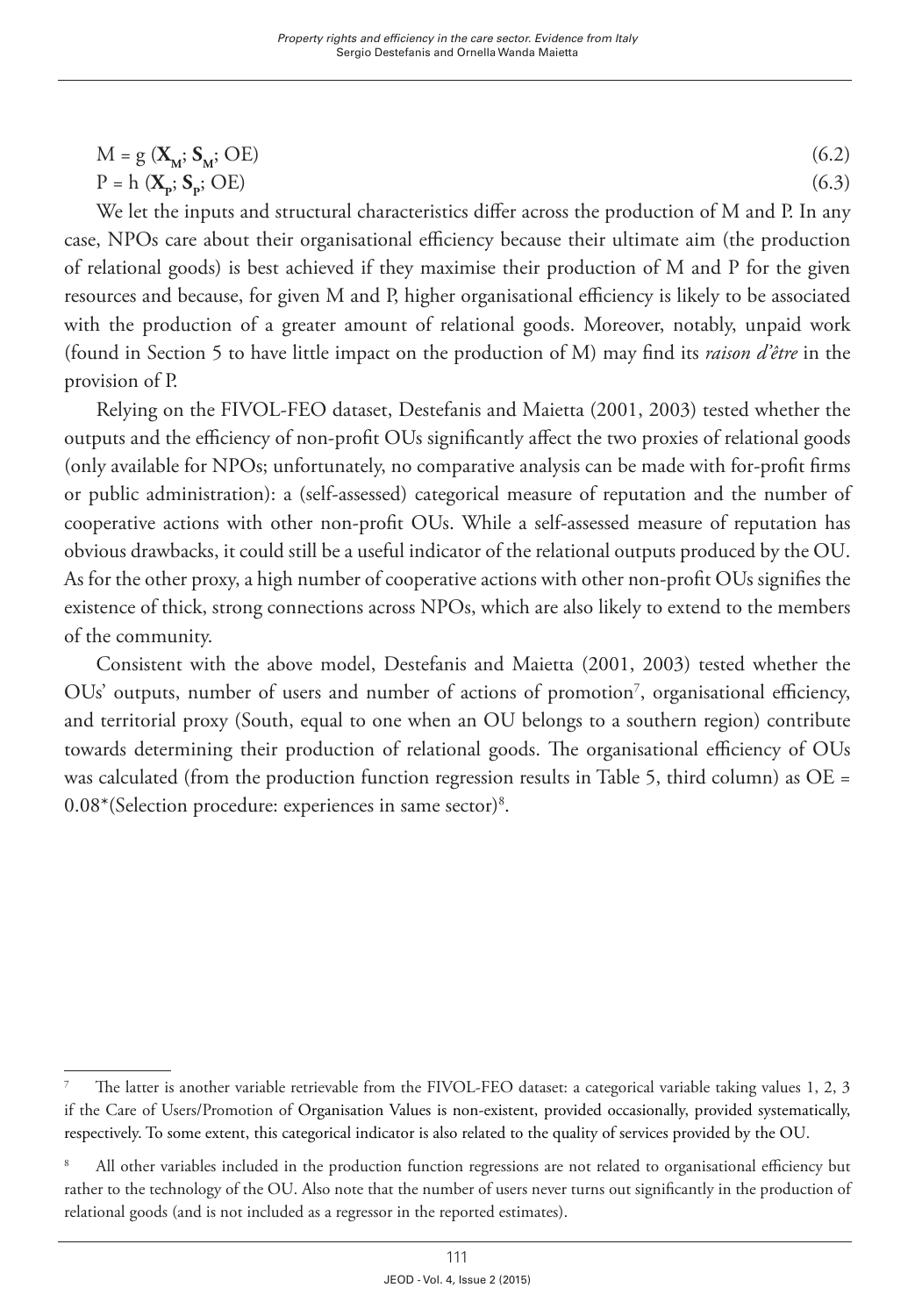$$M = g(\mathbf{X}_M; \mathbf{S}_M; OE) \tag{6.2}$$

$$P = h(\mathbf{X}_P; \mathbf{S}_P; OE) \tag{6.3}$$

We let the inputs and structural characteristics differ across the production of M and P. In any case, NPOs care about their organisational efficiency because their ultimate aim (the production of relational goods) is best achieved if they maximise their production of M and P for the given resources and because, for given M and P, higher organisational efficiency is likely to be associated with the production of a greater amount of relational goods. Moreover, notably, unpaid work (found in Section 5 to have little impact on the production of M) may find its *raison d'être* in the provision of P.

Relying on the FIVOL-FEO dataset, Destefanis and Maietta (2001, 2003) tested whether the outputs and the efficiency of non-profit OUs significantly affect the two proxies of relational goods (only available for NPOs; unfortunately, no comparative analysis can be made with for-profit firms or public administration): a (self-assessed) categorical measure of reputation and the number of cooperative actions with other non-profit OUs. While a self-assessed measure of reputation has obvious drawbacks, it could still be a useful indicator of the relational outputs produced by the OU. As for the other proxy, a high number of cooperative actions with other non-profit OUs signifies the existence of thick, strong connections across NPOs, which are also likely to extend to the members of the community.

Consistent with the above model, Destefanis and Maietta (2001, 2003) tested whether the OUs' outputs, number of users and number of actions of promotion[7], organisational efficiency, and territorial proxy (South, equal to one when an OU belongs to a southern region) contribute towards determining their production of relational goods. The organisational efficiency of OUs was calculated (from the production function regression results in Table 5, third column) as OE = 0.08*(Selection procedure: experiences in same sector)[8].

---

[7] The latter is another variable retrievable from the FIVOL-FEO dataset: a categorical variable taking values 1, 2, 3 if the Care of Users/Promotion of Organisation Values is non-existent, provided occasionally, provided systematically, respectively. To some extent, this categorical indicator is also related to the quality of services provided by the OU.

[8] All other variables included in the production function regressions are not related to organisational efficiency but rather to the technology of the OU. Also note that the number of users never turns out significantly in the production of relational goods (and is not included as a regressor in the reported estimates).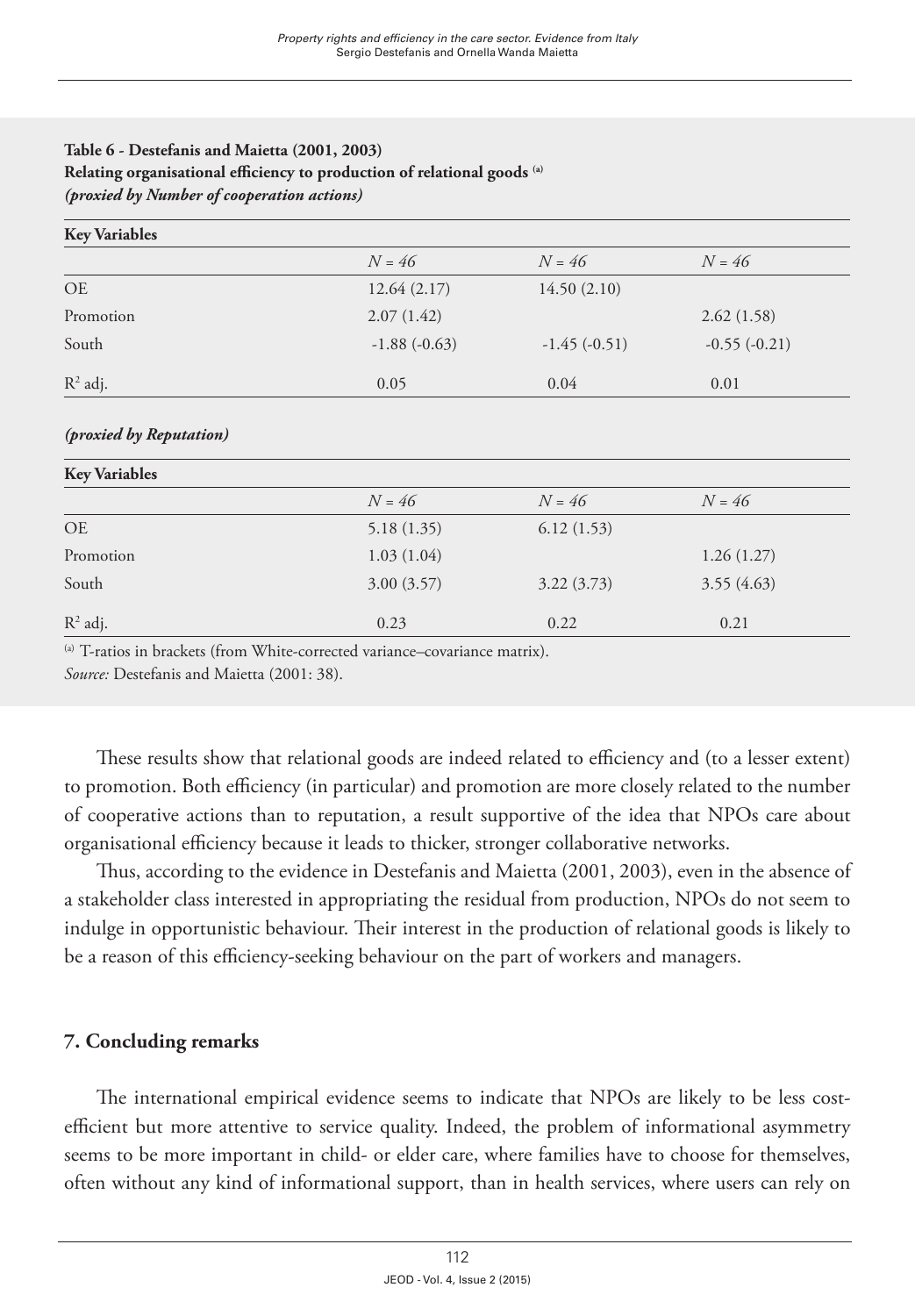**Table 6 - Destefanis and Maietta (2001, 2003)**
**Relating organisational efficiency to production of relational goods** [(a)]
***(proxied by Number of cooperation actions)***

| Key Variables | | | |
|---|---|---|---|
| | *N = 46* | *N = 46* | *N = 46* |
| OE | 12.64 (2.17) | 14.50 (2.10) | |
| Promotion | 2.07 (1.42) | | 2.62 (1.58) |
| South | -1.88 (-0.63) | -1.45 (-0.51) | -0.55 (-0.21) |
| $R^2$ adj. | 0.05 | 0.04 | 0.01 |

***(proxied by Reputation)***

| Key Variables | | | |
|---|---|---|---|
| | *N = 46* | *N = 46* | *N = 46* |
| OE | 5.18 (1.35) | 6.12 (1.53) | |
| Promotion | 1.03 (1.04) | | 1.26 (1.27) |
| South | 3.00 (3.57) | 3.22 (3.73) | 3.55 (4.63) |
| $R^2$ adj. | 0.23 | 0.22 | 0.21 |

[(a)] T-ratios in brackets (from White-corrected variance–covariance matrix).
*Source:* Destefanis and Maietta (2001: 38).

These results show that relational goods are indeed related to efficiency and (to a lesser extent) to promotion. Both efficiency (in particular) and promotion are more closely related to the number of cooperative actions than to reputation, a result supportive of the idea that NPOs care about organisational efficiency because it leads to thicker, stronger collaborative networks.

Thus, according to the evidence in Destefanis and Maietta (2001, 2003), even in the absence of a stakeholder class interested in appropriating the residual from production, NPOs do not seem to indulge in opportunistic behaviour. Their interest in the production of relational goods is likely to be a reason of this efficiency-seeking behaviour on the part of workers and managers.

## 7. Concluding remarks

The international empirical evidence seems to indicate that NPOs are likely to be less cost-efficient but more attentive to service quality. Indeed, the problem of informational asymmetry seems to be more important in child- or elder care, where families have to choose for themselves, often without any kind of informational support, than in health services, where users can rely on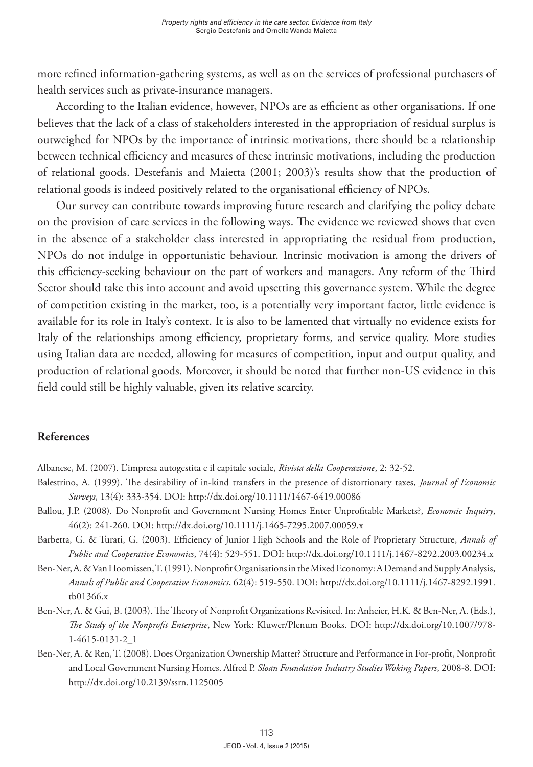more refined information-gathering systems, as well as on the services of professional purchasers of health services such as private-insurance managers.

According to the Italian evidence, however, NPOs are as efficient as other organisations. If one believes that the lack of a class of stakeholders interested in the appropriation of residual surplus is outweighed for NPOs by the importance of intrinsic motivations, there should be a relationship between technical efficiency and measures of these intrinsic motivations, including the production of relational goods. Destefanis and Maietta (2001; 2003)'s results show that the production of relational goods is indeed positively related to the organisational efficiency of NPOs.

Our survey can contribute towards improving future research and clarifying the policy debate on the provision of care services in the following ways. The evidence we reviewed shows that even in the absence of a stakeholder class interested in appropriating the residual from production, NPOs do not indulge in opportunistic behaviour. Intrinsic motivation is among the drivers of this efficiency-seeking behaviour on the part of workers and managers. Any reform of the Third Sector should take this into account and avoid upsetting this governance system. While the degree of competition existing in the market, too, is a potentially very important factor, little evidence is available for its role in Italy's context. It is also to be lamented that virtually no evidence exists for Italy of the relationships among efficiency, proprietary forms, and service quality. More studies using Italian data are needed, allowing for measures of competition, input and output quality, and production of relational goods. Moreover, it should be noted that further non-US evidence in this field could still be highly valuable, given its relative scarcity.

## References

Albanese, M. (2007). L'impresa autogestita e il capitale sociale, *Rivista della Cooperazione*, 2: 32-52.

Balestrino, A. (1999). The desirability of in-kind transfers in the presence of distortionary taxes, *Journal of Economic Surveys*, 13(4): 333-354. DOI: http://dx.doi.org/10.1111/1467-6419.00086

Ballou, J.P. (2008). Do Nonprofit and Government Nursing Homes Enter Unprofitable Markets?, *Economic Inquiry*, 46(2): 241-260. DOI: http://dx.doi.org/10.1111/j.1465-7295.2007.00059.x

Barbetta, G. & Turati, G. (2003). Efficiency of Junior High Schools and the Role of Proprietary Structure, *Annals of Public and Cooperative Economics*, 74(4): 529-551. DOI: http://dx.doi.org/10.1111/j.1467-8292.2003.00234.x

Ben-Ner, A. & Van Hoomissen, T. (1991). Nonprofit Organisations in the Mixed Economy: A Demand and Supply Analysis, *Annals of Public and Cooperative Economics*, 62(4): 519-550. DOI: http://dx.doi.org/10.1111/j.1467-8292.1991.tb01366.x

Ben-Ner, A. & Gui, B. (2003). The Theory of Nonprofit Organizations Revisited. In: Anheier, H.K. & Ben-Ner, A. (Eds.), *The Study of the Nonprofit Enterprise*, New York: Kluwer/Plenum Books. DOI: http://dx.doi.org/10.1007/978-1-4615-0131-2_1

Ben-Ner, A. & Ren, T. (2008). Does Organization Ownership Matter? Structure and Performance in For-profit, Nonprofit and Local Government Nursing Homes. Alfred P. *Sloan Foundation Industry Studies Woking Papers*, 2008-8. DOI: http://dx.doi.org/10.2139/ssrn.1125005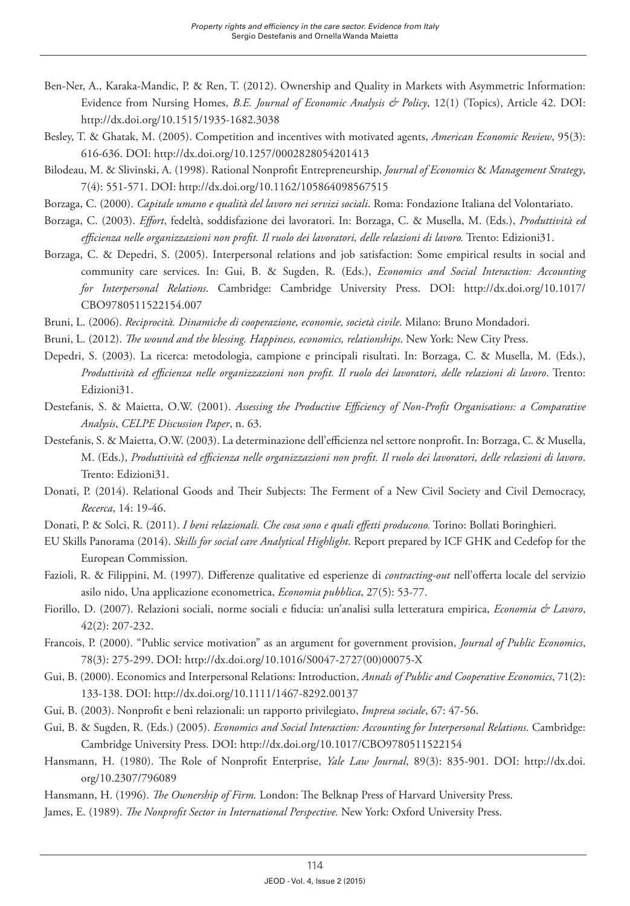Ben-Ner, A., Karaka-Mandic, P. & Ren, T. (2012). Ownership and Quality in Markets with Asymmetric Information: Evidence from Nursing Homes, *B.E. Journal of Economic Analysis & Policy*, 12(1) (Topics), Article 42. DOI: http://dx.doi.org/10.1515/1935-1682.3038

Besley, T. & Ghatak, M. (2005). Competition and incentives with motivated agents, *American Economic Review*, 95(3): 616-636. DOI: http://dx.doi.org/10.1257/0002828054201413

Bilodeau, M. & Slivinski, A. (1998). Rational Nonprofit Entrepreneurship, *Journal of Economics* & *Management Strategy*, 7(4): 551-571. DOI: http://dx.doi.org/10.1162/105864098567515

Borzaga, C. (2000). *Capitale umano e qualità del lavoro nei servizi sociali*. Roma: Fondazione Italiana del Volontariato.

Borzaga, C. (2003). *Effort*, fedeltà, soddisfazione dei lavoratori. In: Borzaga, C. & Musella, M. (Eds.), *Produttività ed efficienza nelle organizzazioni non profit. Il ruolo dei lavoratori, delle relazioni di lavoro.* Trento: Edizioni31.

Borzaga, C. & Depedri, S. (2005). Interpersonal relations and job satisfaction: Some empirical results in social and community care services. In: Gui, B. & Sugden, R. (Eds.), *Economics and Social Interaction: Accounting for Interpersonal Relations*. Cambridge: Cambridge University Press. DOI: http://dx.doi.org/10.1017/CBO9780511522154.007

Bruni, L. (2006). *Reciprocità. Dinamiche di cooperazione, economie, società civile*. Milano: Bruno Mondadori.

Bruni, L. (2012). *The wound and the blessing. Happiness, economics, relationships*. New York: New City Press.

Depedri, S. (2003). La ricerca: metodologia, campione e principali risultati. In: Borzaga, C. & Musella, M. (Eds.), *Produttività ed efficienza nelle organizzazioni non profit. Il ruolo dei lavoratori, delle relazioni di lavoro*. Trento: Edizioni31.

Destefanis, S. & Maietta, O.W. (2001). *Assessing the Productive Efficiency of Non-Profit Organisations: a Comparative Analysis*, *CELPE Discussion Paper*, n. 63.

Destefanis, S. & Maietta, O.W. (2003). La determinazione dell'efficienza nel settore nonprofit. In: Borzaga, C. & Musella, M. (Eds.), *Produttività ed efficienza nelle organizzazioni non profit. Il ruolo dei lavoratori, delle relazioni di lavoro*. Trento: Edizioni31.

Donati, P. (2014). Relational Goods and Their Subjects: The Ferment of a New Civil Society and Civil Democracy, *Recerca*, 14: 19-46.

Donati, P. & Solci, R. (2011). *I beni relazionali. Che cosa sono e quali effetti producono.* Torino: Bollati Boringhieri.

EU Skills Panorama (2014). *Skills for social care Analytical Highlight*. Report prepared by ICF GHK and Cedefop for the European Commission.

Fazioli, R. & Filippini, M. (1997). Differenze qualitative ed esperienze di *contracting-out* nell'offerta locale del servizio asilo nido, Una applicazione econometrica, *Economia pubblica*, 27(5): 53-77.

Fiorillo, D. (2007). Relazioni sociali, norme sociali e fiducia: un'analisi sulla letteratura empirica, *Economia & Lavoro*, 42(2): 207-232.

Francois, P. (2000). "Public service motivation" as an argument for government provision, *Journal of Public Economics*, 78(3): 275-299. DOI: http://dx.doi.org/10.1016/S0047-2727(00)00075-X

Gui, B. (2000). Economics and Interpersonal Relations: Introduction, *Annals of Public and Cooperative Economics*, 71(2): 133-138. DOI: http://dx.doi.org/10.1111/1467-8292.00137

Gui, B. (2003). Nonprofit e beni relazionali: un rapporto privilegiato, *Impresa sociale*, 67: 47-56.

Gui, B. & Sugden, R. (Eds.) (2005). *Economics and Social Interaction: Accounting for Interpersonal Relations*. Cambridge: Cambridge University Press. DOI: http://dx.doi.org/10.1017/CBO9780511522154

Hansmann, H. (1980). The Role of Nonprofit Enterprise, *Yale Law Journal*, 89(3): 835-901. DOI: http://dx.doi.org/10.2307/796089

Hansmann, H. (1996). *The Ownership of Firm.* London: The Belknap Press of Harvard University Press.

James, E. (1989). *The Nonprofit Sector in International Perspective.* New York: Oxford University Press.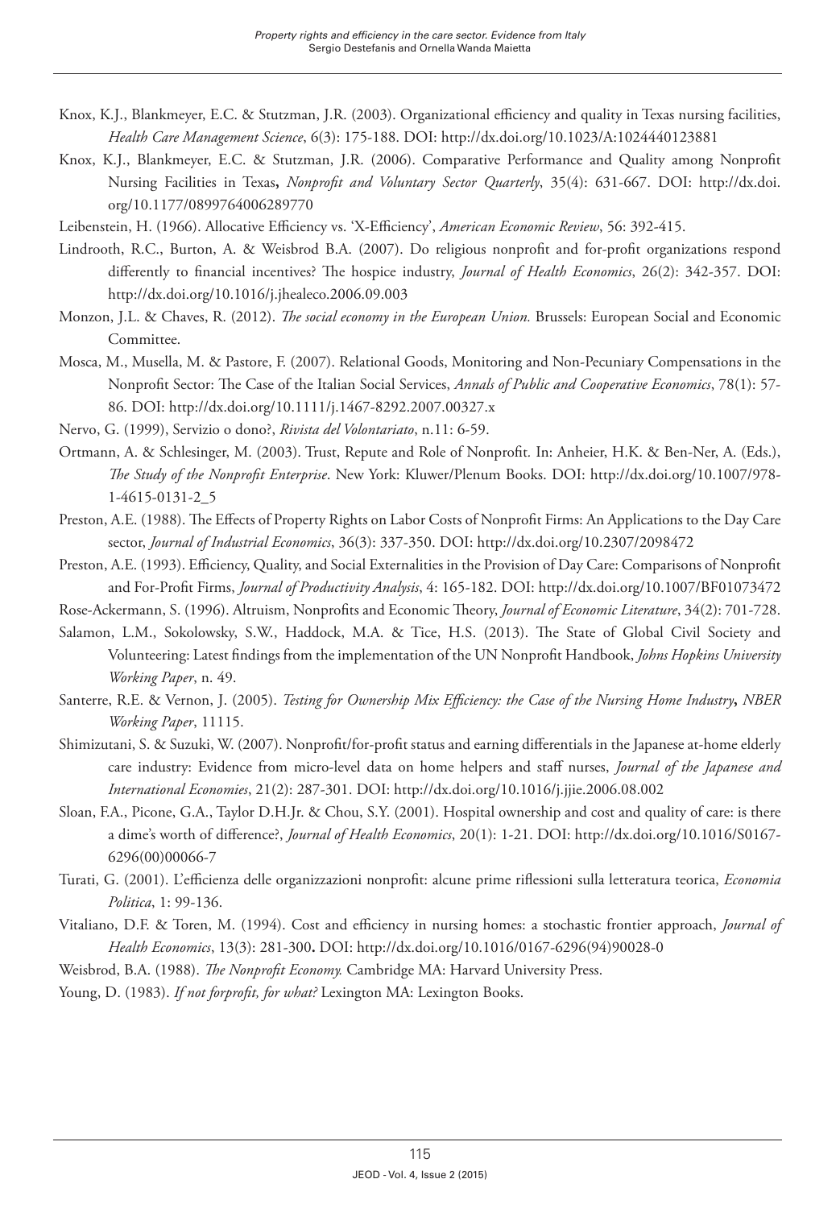Knox, K.J., Blankmeyer, E.C. & Stutzman, J.R. (2003). Organizational efficiency and quality in Texas nursing facilities, *Health Care Management Science*, 6(3): 175-188. DOI: http://dx.doi.org/10.1023/A:1024440123881

Knox, K.J., Blankmeyer, E.C. & Stutzman, J.R. (2006). Comparative Performance and Quality among Nonprofit Nursing Facilities in Texas**,** *Nonprofit and Voluntary Sector Quarterly*, 35(4): 631-667. DOI: http://dx.doi.org/10.1177/0899764006289770

Leibenstein, H. (1966). Allocative Efficiency vs. 'X-Efficiency', *American Economic Review*, 56: 392-415.

Lindrooth, R.C., Burton, A. & Weisbrod B.A. (2007). Do religious nonprofit and for-profit organizations respond differently to financial incentives? The hospice industry, *Journal of Health Economics*, 26(2): 342-357. DOI: http://dx.doi.org/10.1016/j.jhealeco.2006.09.003

Monzon, J.L. & Chaves, R. (2012). *The social economy in the European Union.* Brussels: European Social and Economic Committee.

Mosca, M., Musella, M. & Pastore, F. (2007). Relational Goods, Monitoring and Non-Pecuniary Compensations in the Nonprofit Sector: The Case of the Italian Social Services, *Annals of Public and Cooperative Economics*, 78(1): 57-86. DOI: http://dx.doi.org/10.1111/j.1467-8292.2007.00327.x

Nervo, G. (1999), Servizio o dono?, *Rivista del Volontariato*, n.11: 6-59.

Ortmann, A. & Schlesinger, M. (2003). Trust, Repute and Role of Nonprofit. In: Anheier, H.K. & Ben-Ner, A. (Eds.), *The Study of the Nonprofit Enterprise*. New York: Kluwer/Plenum Books. DOI: http://dx.doi.org/10.1007/978-1-4615-0131-2_5

Preston, A.E. (1988). The Effects of Property Rights on Labor Costs of Nonprofit Firms: An Applications to the Day Care sector, *Journal of Industrial Economics*, 36(3): 337-350. DOI: http://dx.doi.org/10.2307/2098472

Preston, A.E. (1993). Efficiency, Quality, and Social Externalities in the Provision of Day Care: Comparisons of Nonprofit and For-Profit Firms, *Journal of Productivity Analysis*, 4: 165-182. DOI: http://dx.doi.org/10.1007/BF01073472

Rose-Ackermann, S. (1996). Altruism, Nonprofits and Economic Theory, *Journal of Economic Literature*, 34(2): 701-728.

Salamon, L.M., Sokolowsky, S.W., Haddock, M.A. & Tice, H.S. (2013). The State of Global Civil Society and Volunteering: Latest findings from the implementation of the UN Nonprofit Handbook, *Johns Hopkins University Working Paper*, n. 49.

Santerre, R.E. & Vernon, J. (2005). *Testing for Ownership Mix Efficiency: the Case of the Nursing Home Industry***,** *NBER Working Paper*, 11115.

Shimizutani, S. & Suzuki, W. (2007). Nonprofit/for-profit status and earning differentials in the Japanese at-home elderly care industry: Evidence from micro-level data on home helpers and staff nurses, *Journal of the Japanese and International Economies*, 21(2): 287-301. DOI: http://dx.doi.org/10.1016/j.jjie.2006.08.002

Sloan, F.A., Picone, G.A., Taylor D.H.Jr. & Chou, S.Y. (2001). Hospital ownership and cost and quality of care: is there a dime's worth of difference?, *Journal of Health Economics*, 20(1): 1-21. DOI: http://dx.doi.org/10.1016/S0167-6296(00)00066-7

Turati, G. (2001). L'efficienza delle organizzazioni nonprofit: alcune prime riflessioni sulla letteratura teorica, *Economia Politica*, 1: 99-136.

Vitaliano, D.F. & Toren, M. (1994). Cost and efficiency in nursing homes: a stochastic frontier approach, *Journal of Health Economics*, 13(3): 281-300**.** DOI: http://dx.doi.org/10.1016/0167-6296(94)90028-0

Weisbrod, B.A. (1988). *The Nonprofit Economy.* Cambridge MA: Harvard University Press.

Young, D. (1983). *If not forprofit, for what?* Lexington MA: Lexington Books.